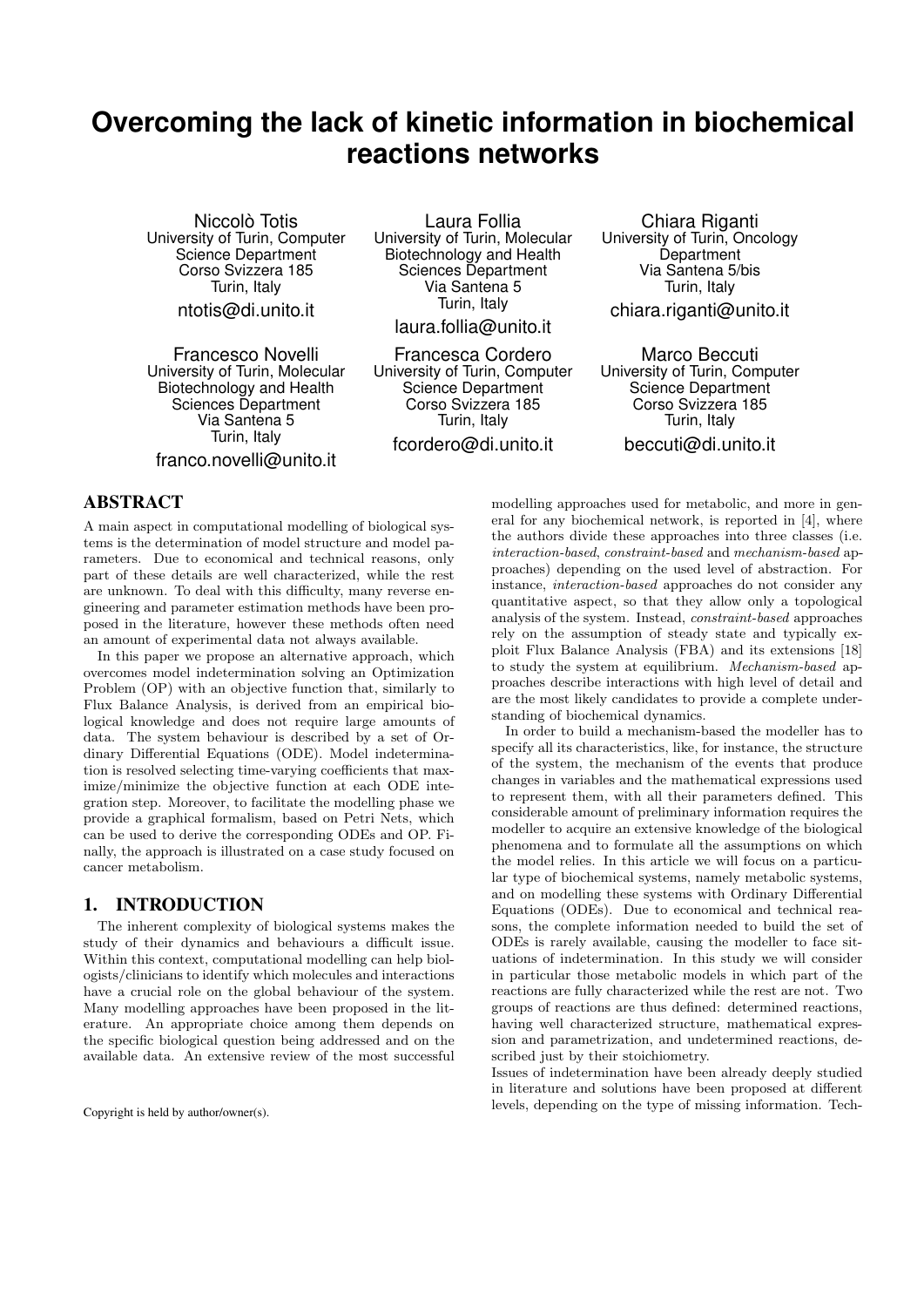# Overcoming the lack of kinetic information in biochemical reactions networks

Niccolò Totis
University of Turin, Computer Science Department
Corso Svizzera 185
Turin, Italy
ntotis@di.unito.it

Laura Follia
University of Turin, Molecular Biotechnology and Health Sciences Department
Via Santena 5
Turin, Italy
laura.follia@unito.it

Chiara Riganti
University of Turin, Oncology Department
Via Santena 5/bis
Turin, Italy
chiara.riganti@unito.it

Francesco Novelli
University of Turin, Molecular Biotechnology and Health Sciences Department
Via Santena 5
Turin, Italy
franco.novelli@unito.it

Francesca Cordero
University of Turin, Computer Science Department
Corso Svizzera 185
Turin, Italy
fcordero@di.unito.it

Marco Beccuti
University of Turin, Computer Science Department
Corso Svizzera 185
Turin, Italy
beccuti@di.unito.it

## ABSTRACT

A main aspect in computational modelling of biological systems is the determination of model structure and model parameters. Due to economical and technical reasons, only part of these details are well characterized, while the rest are unknown. To deal with this difficulty, many reverse engineering and parameter estimation methods have been proposed in the literature, however these methods often need an amount of experimental data not always available.

In this paper we propose an alternative approach, which overcomes model indetermination solving an Optimization Problem (OP) with an objective function that, similarly to Flux Balance Analysis, is derived from an empirical biological knowledge and does not require large amounts of data. The system behaviour is described by a set of Ordinary Differential Equations (ODE). Model indetermination is resolved selecting time-varying coefficients that maximize/minimize the objective function at each ODE integration step. Moreover, to facilitate the modelling phase we provide a graphical formalism, based on Petri Nets, which can be used to derive the corresponding ODEs and OP. Finally, the approach is illustrated on a case study focused on cancer metabolism.

## 1. INTRODUCTION

The inherent complexity of biological systems makes the study of their dynamics and behaviours a difficult issue. Within this context, computational modelling can help biologists/clinicians to identify which molecules and interactions have a crucial role on the global behaviour of the system. Many modelling approaches have been proposed in the literature. An appropriate choice among them depends on the specific biological question being addressed and on the available data. An extensive review of the most successful modelling approaches used for metabolic, and more in general for any biochemical network, is reported in [4], where the authors divide these approaches into three classes (i.e. *interaction-based*, *constraint-based* and *mechanism-based* approaches) depending on the used level of abstraction. For instance, *interaction-based* approaches do not consider any quantitative aspect, so that they allow only a topological analysis of the system. Instead, *constraint-based* approaches rely on the assumption of steady state and typically exploit Flux Balance Analysis (FBA) and its extensions [18] to study the system at equilibrium. *Mechanism-based* approaches describe interactions with high level of detail and are the most likely candidates to provide a complete understanding of biochemical dynamics.

In order to build a mechanism-based the modeller has to specify all its characteristics, like, for instance, the structure of the system, the mechanism of the events that produce changes in variables and the mathematical expressions used to represent them, with all their parameters defined. This considerable amount of preliminary information requires the modeller to acquire an extensive knowledge of the biological phenomena and to formulate all the assumptions on which the model relies. In this article we will focus on a particular type of biochemical systems, namely metabolic systems, and on modelling these systems with Ordinary Differential Equations (ODEs). Due to economical and technical reasons, the complete information needed to build the set of ODEs is rarely available, causing the modeller to face situations of indetermination. In this study we will consider in particular those metabolic models in which part of the reactions are fully characterized while the rest are not. Two groups of reactions are thus defined: determined reactions, having well characterized structure, mathematical expression and parametrization, and undetermined reactions, described just by their stoichiometry.

Issues of indetermination have been already deeply studied in literature and solutions have been proposed at different levels, depending on the type of missing information. Tech-

Copyright is held by author/owner(s).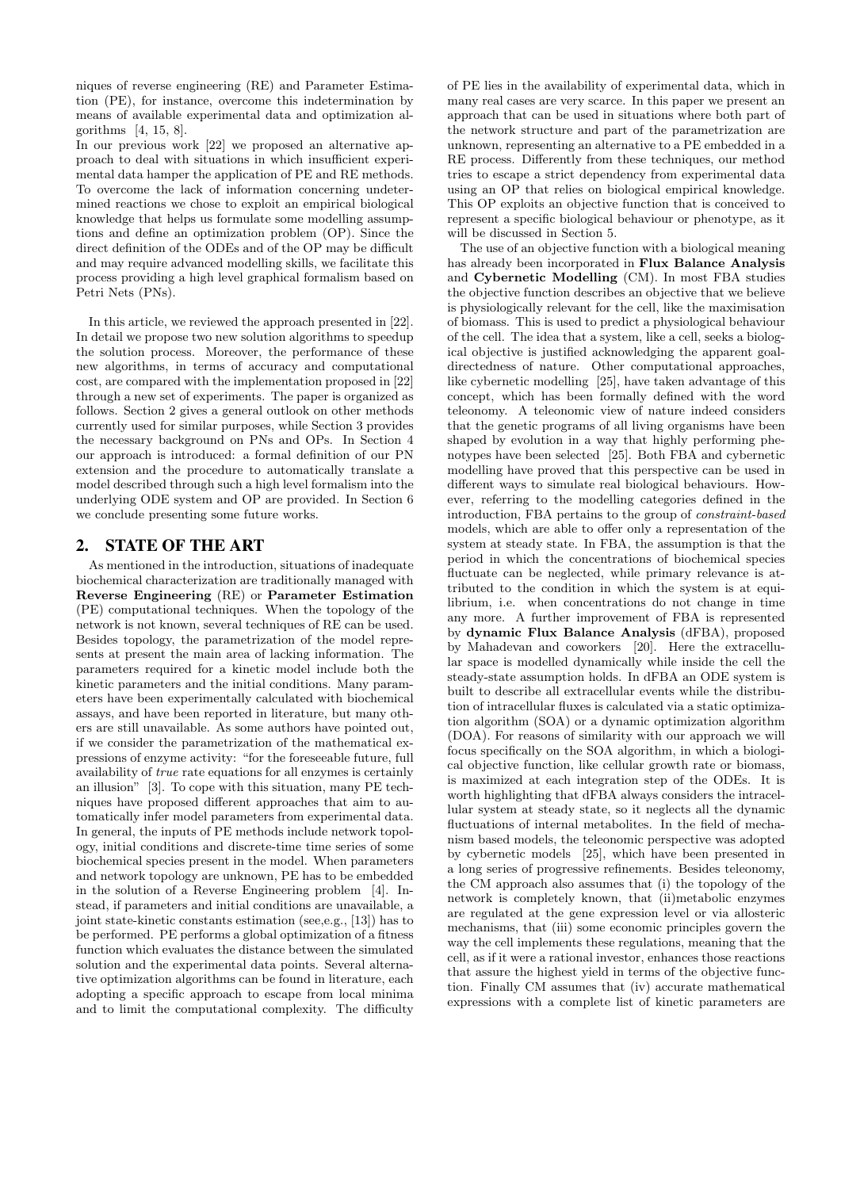niques of reverse engineering (RE) and Parameter Estimation (PE), for instance, overcome this indetermination by means of available experimental data and optimization algorithms [4, 15, 8].
In our previous work [22] we proposed an alternative approach to deal with situations in which insufficient experimental data hamper the application of PE and RE methods. To overcome the lack of information concerning undetermined reactions we chose to exploit an empirical biological knowledge that helps us formulate some modelling assumptions and define an optimization problem (OP). Since the direct definition of the ODEs and of the OP may be difficult and may require advanced modelling skills, we facilitate this process providing a high level graphical formalism based on Petri Nets (PNs).

In this article, we reviewed the approach presented in [22]. In detail we propose two new solution algorithms to speedup the solution process. Moreover, the performance of these new algorithms, in terms of accuracy and computational cost, are compared with the implementation proposed in [22] through a new set of experiments. The paper is organized as follows. Section 2 gives a general outlook on other methods currently used for similar purposes, while Section 3 provides the necessary background on PNs and OPs. In Section 4 our approach is introduced: a formal definition of our PN extension and the procedure to automatically translate a model described through such a high level formalism into the underlying ODE system and OP are provided. In Section 6 we conclude presenting some future works.

## 2. STATE OF THE ART

As mentioned in the introduction, situations of inadequate biochemical characterization are traditionally managed with **Reverse Engineering** (RE) or **Parameter Estimation** (PE) computational techniques. When the topology of the network is not known, several techniques of RE can be used. Besides topology, the parametrization of the model represents at present the main area of lacking information. The parameters required for a kinetic model include both the kinetic parameters and the initial conditions. Many parameters have been experimentally calculated with biochemical assays, and have been reported in literature, but many others are still unavailable. As some authors have pointed out, if we consider the parametrization of the mathematical expressions of enzyme activity: "for the foreseeable future, full availability of *true* rate equations for all enzymes is certainly an illusion" [3]. To cope with this situation, many PE techniques have proposed different approaches that aim to automatically infer model parameters from experimental data. In general, the inputs of PE methods include network topology, initial conditions and discrete-time time series of some biochemical species present in the model. When parameters and network topology are unknown, PE has to be embedded in the solution of a Reverse Engineering problem [4]. Instead, if parameters and initial conditions are unavailable, a joint state-kinetic constants estimation (see,e.g., [13]) has to be performed. PE performs a global optimization of a fitness function which evaluates the distance between the simulated solution and the experimental data points. Several alternative optimization algorithms can be found in literature, each adopting a specific approach to escape from local minima and to limit the computational complexity. The difficulty of PE lies in the availability of experimental data, which in many real cases are very scarce. In this paper we present an approach that can be used in situations where both part of the network structure and part of the parametrization are unknown, representing an alternative to a PE embedded in a RE process. Differently from these techniques, our method tries to escape a strict dependency from experimental data using an OP that relies on biological empirical knowledge. This OP exploits an objective function that is conceived to represent a specific biological behaviour or phenotype, as it will be discussed in Section 5.

The use of an objective function with a biological meaning has already been incorporated in **Flux Balance Analysis** and **Cybernetic Modelling** (CM). In most FBA studies the objective function describes an objective that we believe is physiologically relevant for the cell, like the maximisation of biomass. This is used to predict a physiological behaviour of the cell. The idea that a system, like a cell, seeks a biological objective is justified acknowledging the apparent goal-directedness of nature. Other computational approaches, like cybernetic modelling [25], have taken advantage of this concept, which has been formally defined with the word teleonomy. A teleonomic view of nature indeed considers that the genetic programs of all living organisms have been shaped by evolution in a way that highly performing phenotypes have been selected [25]. Both FBA and cybernetic modelling have proved that this perspective can be used in different ways to simulate real biological behaviours. However, referring to the modelling categories defined in the introduction, FBA pertains to the group of *constraint-based* models, which are able to offer only a representation of the system at steady state. In FBA, the assumption is that the period in which the concentrations of biochemical species fluctuate can be neglected, while primary relevance is attributed to the condition in which the system is at equilibrium, i.e. when concentrations do not change in time any more. A further improvement of FBA is represented by **dynamic Flux Balance Analysis** (dFBA), proposed by Mahadevan and coworkers [20]. Here the extracellular space is modelled dynamically while inside the cell the steady-state assumption holds. In dFBA an ODE system is built to describe all extracellular events while the distribution of intracellular fluxes is calculated via a static optimization algorithm (SOA) or a dynamic optimization algorithm (DOA). For reasons of similarity with our approach we will focus specifically on the SOA algorithm, in which a biological objective function, like cellular growth rate or biomass, is maximized at each integration step of the ODEs. It is worth highlighting that dFBA always considers the intracellular system at steady state, so it neglects all the dynamic fluctuations of internal metabolites. In the field of mechanism based models, the teleonomic perspective was adopted by cybernetic models [25], which have been presented in a long series of progressive refinements. Besides teleonomy, the CM approach also assumes that (i) the topology of the network is completely known, that (ii)metabolic enzymes are regulated at the gene expression level or via allosteric mechanisms, that (iii) some economic principles govern the way the cell implements these regulations, meaning that the cell, as if it were a rational investor, enhances those reactions that assure the highest yield in terms of the objective function. Finally CM assumes that (iv) accurate mathematical expressions with a complete list of kinetic parameters are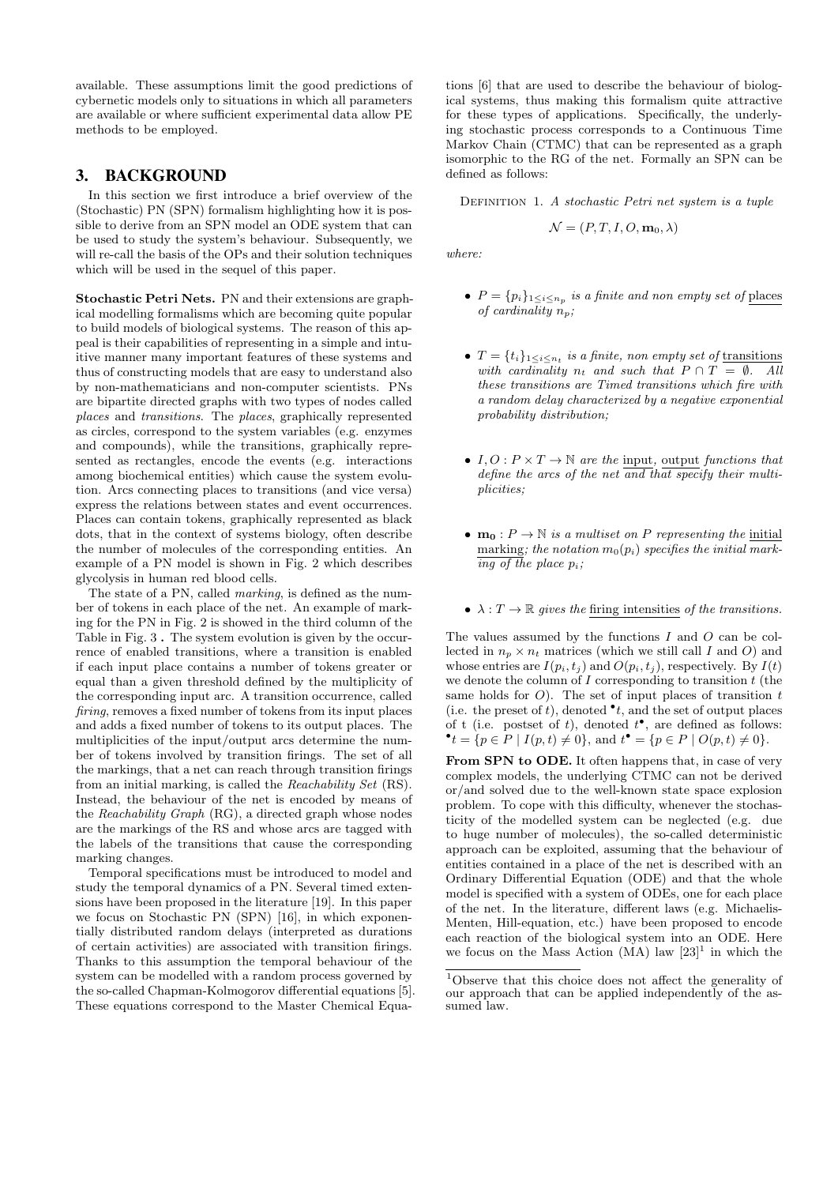available. These assumptions limit the good predictions of cybernetic models only to situations in which all parameters are available or where sufficient experimental data allow PE methods to be employed.

## 3. BACKGROUND

In this section we first introduce a brief overview of the (Stochastic) PN (SPN) formalism highlighting how it is possible to derive from an SPN model an ODE system that can be used to study the system's behaviour. Subsequently, we will re-call the basis of the OPs and their solution techniques which will be used in the sequel of this paper.

**Stochastic Petri Nets.** PN and their extensions are graphical modelling formalisms which are becoming quite popular to build models of biological systems. The reason of this appeal is their capabilities of representing in a simple and intuitive manner many important features of these systems and thus of constructing models that are easy to understand also by non-mathematicians and non-computer scientists. PNs are bipartite directed graphs with two types of nodes called *places* and *transitions*. The *places*, graphically represented as circles, correspond to the system variables (e.g. enzymes and compounds), while the transitions, graphically represented as rectangles, encode the events (e.g. interactions among biochemical entities) which cause the system evolution. Arcs connecting places to transitions (and vice versa) express the relations between states and event occurrences. Places can contain tokens, graphically represented as black dots, that in the context of systems biology, often describe the number of molecules of the corresponding entities. An example of a PN model is shown in Fig. 2 which describes glycolysis in human red blood cells.

The state of a PN, called *marking*, is defined as the number of tokens in each place of the net. An example of marking for the PN in Fig. 2 is showed in the third column of the Table in Fig. 3 . The system evolution is given by the occurrence of enabled transitions, where a transition is enabled if each input place contains a number of tokens greater or equal than a given threshold defined by the multiplicity of the corresponding input arc. A transition occurrence, called *firing*, removes a fixed number of tokens from its input places and adds a fixed number of tokens to its output places. The multiplicities of the input/output arcs determine the number of tokens involved by transition firings. The set of all the markings, that a net can reach through transition firings from an initial marking, is called the *Reachability Set* (RS). Instead, the behaviour of the net is encoded by means of the *Reachability Graph* (RG), a directed graph whose nodes are the markings of the RS and whose arcs are tagged with the labels of the transitions that cause the corresponding marking changes.

Temporal specifications must be introduced to model and study the temporal dynamics of a PN. Several timed extensions have been proposed in the literature [19]. In this paper we focus on Stochastic PN (SPN) [16], in which exponentially distributed random delays (interpreted as durations of certain activities) are associated with transition firings. Thanks to this assumption the temporal behaviour of the system can be modelled with a random process governed by the so-called Chapman-Kolmogorov differential equations [5]. These equations correspond to the Master Chemical Equations [6] that are used to describe the behaviour of biological systems, thus making this formalism quite attractive for these types of applications. Specifically, the underlying stochastic process corresponds to a Continuous Time Markov Chain (CTMC) that can be represented as a graph isomorphic to the RG of the net. Formally an SPN can be defined as follows:

Definition 1. *A stochastic Petri net system is a tuple*

$$\mathcal{N} = (P, T, I, O, \mathbf{m}_0, \lambda)$$

*where:*

- $P = \{p_i\}_{1 \le i \le n_p}$ *is a finite and non empty set of* places *of cardinality* $n_p$*;*
- $T = \{t_i\}_{1 \le i \le n_t}$ *is a finite, non empty set of* transitions *with cardinality* $n_t$ *and such that* $P \cap T = \emptyset$*. All these transitions are Timed transitions which fire with a random delay characterized by a negative exponential probability distribution;*
- $I, O : P \times T \to \mathbb{N}$ *are the* input*,* output *functions that define the arcs of the net and that specify their multiplicities;*
- $\mathbf{m_0} : P \to \mathbb{N}$ *is a multiset on* $P$ *representing the* initial marking*; the notation* $m_0(p_i)$ *specifies the initial marking of the place* $p_i$*;*
- $\lambda : T \to \mathbb{R}$ *gives the* firing intensities *of the transitions.*

The values assumed by the functions $I$ and $O$ can be collected in $n_p \times n_t$ matrices (which we still call $I$ and $O$) and whose entries are $I(p_i, t_j)$ and $O(p_i, t_j)$, respectively. By $I(t)$ we denote the column of $I$ corresponding to transition $t$ (the same holds for $O$). The set of input places of transition $t$ (i.e. the preset of $t$), denoted $^\bullet t$, and the set of output places of t (i.e. postset of $t$), denoted $t^\bullet$, are defined as follows: $^\bullet t = \{p \in P \mid I(p, t) \neq 0\}$, and $t^\bullet = \{p \in P \mid O(p, t) \neq 0\}$.

**From SPN to ODE.** It often happens that, in case of very complex models, the underlying CTMC can not be derived or/and solved due to the well-known state space explosion problem. To cope with this difficulty, whenever the stochasticity of the modelled system can be neglected (e.g. due to huge number of molecules), the so-called deterministic approach can be exploited, assuming that the behaviour of entities contained in a place of the net is described with an Ordinary Differential Equation (ODE) and that the whole model is specified with a system of ODEs, one for each place of the net. In the literature, different laws (e.g. Michaelis-Menten, Hill-equation, etc.) have been proposed to encode each reaction of the biological system into an ODE. Here we focus on the Mass Action (MA) law [23][1] in which the

[1]Observe that this choice does not affect the generality of our approach that can be applied independently of the assumed law.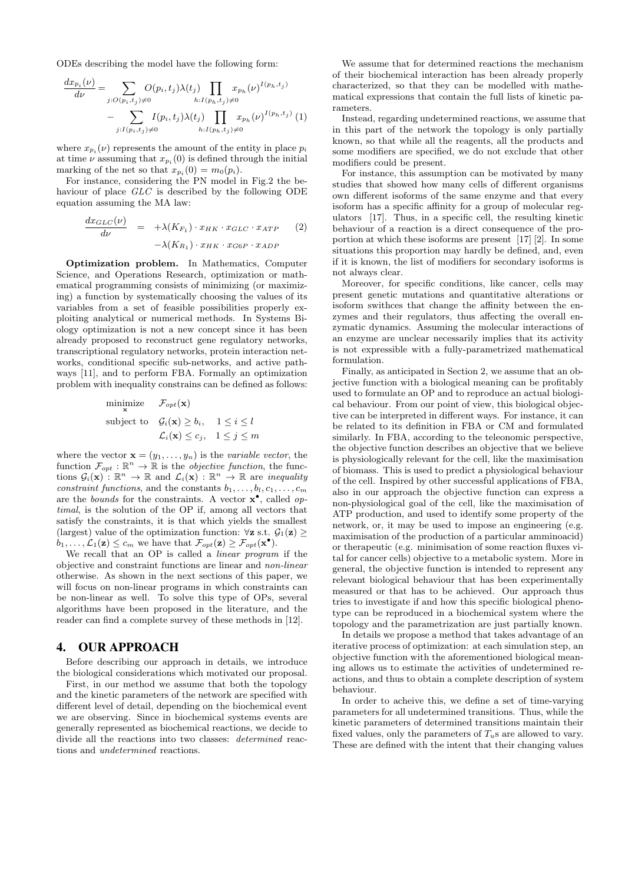ODEs describing the model have the following form:

$$\frac{dx_{p_i}(\nu)}{d\nu} = \sum_{j:O(p_i,t_j)\neq 0} O(p_i,t_j)\lambda(t_j) \prod_{h:I(p_h,t_j)\neq 0} x_{p_h}(\nu)^{I(p_h,t_j)} - \sum_{j:I(p_i,t_j)\neq 0} I(p_i,t_j)\lambda(t_j) \prod_{h:I(p_h,t_j)\neq 0} x_{p_h}(\nu)^{I(p_h,t_j)} \quad (1)$$

where $x_{p_i}(\nu)$ represents the amount of the entity in place $p_i$ at time $\nu$ assuming that $x_{p_i}(0)$ is defined through the initial marking of the net so that $x_{p_i}(0) = m_0(p_i)$.

For instance, considering the PN model in Fig.2 the behaviour of place $GLC$ is described by the following ODE equation assuming the MA law:

$$\begin{aligned} \frac{dx_{GLC}(\nu)}{d\nu} &= +\lambda(K_{F_1}) \cdot x_{HK} \cdot x_{GLC} \cdot x_{ATP} \\ &\quad -\lambda(K_{R_1}) \cdot x_{HK} \cdot x_{G6P} \cdot x_{ADP} \end{aligned} \quad (2)$$

**Optimization problem.** In Mathematics, Computer Science, and Operations Research, optimization or mathematical programming consists of minimizing (or maximizing) a function by systematically choosing the values of its variables from a set of feasible possibilities properly exploiting analytical or numerical methods. In Systems Biology optimization is not a new concept since it has been already proposed to reconstruct gene regulatory networks, transcriptional regulatory networks, protein interaction networks, conditional specific sub-networks, and active pathways [11], and to perform FBA. Formally an optimization problem with inequality constrains can be defined as follows:

$$\begin{aligned} \underset{\mathbf{x}}{\text{minimize}} \quad & \mathcal{F}_{opt}(\mathbf{x}) \\ \text{subject to} \quad & \mathcal{G}_i(\mathbf{x}) \geq b_i, \quad 1 \leq i \leq l \\ & \mathcal{L}_i(\mathbf{x}) \leq c_j, \quad 1 \leq j \leq m \end{aligned}$$

where the vector $\mathbf{x} = (y_1, \ldots, y_n)$ is the *variable vector*, the function $\mathcal{F}_{opt} : \mathbb{R}^n \rightarrow \mathbb{R}$ is the *objective function*, the functions $\mathcal{G}_i(\mathbf{x}) : \mathbb{R}^n \rightarrow \mathbb{R}$ and $\mathcal{L}_i(\mathbf{x}) : \mathbb{R}^n \rightarrow \mathbb{R}$ are *inequality constraint functions*, and the constants $b_1, \ldots, b_l, c_1, \ldots, c_m$ are the *bounds* for the constraints. A vector $\mathbf{x}^\bullet$, called *optimal*, is the solution of the OP if, among all vectors that satisfy the constraints, it is that which yields the smallest (largest) value of the optimization function: $\forall \mathbf{z}$ s.t. $\mathcal{G}_1(\mathbf{z}) \geq b_1, \ldots, \mathcal{L}_1(\mathbf{z}) \leq c_m$ we have that $\mathcal{F}_{opt}(\mathbf{z}) \geq \mathcal{F}_{opt}(\mathbf{x}^\bullet)$.

We recall that an OP is called a *linear program* if the objective and constraint functions are linear and *non-linear* otherwise. As shown in the next sections of this paper, we will focus on non-linear programs in which constraints can be non-linear as well. To solve this type of OPs, several algorithms have been proposed in the literature, and the reader can find a complete survey of these methods in [12].

## 4. OUR APPROACH

Before describing our approach in details, we introduce the biological considerations which motivated our proposal.

First, in our method we assume that both the topology and the kinetic parameters of the network are specified with different level of detail, depending on the biochemical event we are observing. Since in biochemical systems events are generally represented as biochemical reactions, we decide to divide all the reactions into two classes: *determined* reactions and *undetermined* reactions.

We assume that for determined reactions the mechanism of their biochemical interaction has been already properly characterized, so that they can be modelled with mathematical expressions that contain the full lists of kinetic parameters.

Instead, regarding undetermined reactions, we assume that in this part of the network the topology is only partially known, so that while all the reagents, all the products and some modifiers are specified, we do not exclude that other modifiers could be present.

For instance, this assumption can be motivated by many studies that showed how many cells of different organisms own different isoforms of the same enzyme and that every isoform has a specific affinity for a group of molecular regulators [17]. Thus, in a specific cell, the resulting kinetic behaviour of a reaction is a direct consequence of the proportion at which these isoforms are present [17] [2]. In some situations this proportion may hardly be defined, and, even if it is known, the list of modifiers for secondary isoforms is not always clear.

Moreover, for specific conditions, like cancer, cells may present genetic mutations and quantitative alterations or isoform swithces that change the affinity between the enzymes and their regulators, thus affecting the overall enzymatic dynamics. Assuming the molecular interactions of an enzyme are unclear necessarily implies that its activity is not expressible with a fully-parametrized mathematical formulation.

Finally, as anticipated in Section 2, we assume that an objective function with a biological meaning can be profitably used to formulate an OP and to reproduce an actual biological behaviour. From our point of view, this biological objective can be interpreted in different ways. For instance, it can be related to its definition in FBA or CM and formulated similarly. In FBA, according to the teleonomic perspective, the objective function describes an objective that we believe is physiologically relevant for the cell, like the maximisation of biomass. This is used to predict a physiological behaviour of the cell. Inspired by other successful applications of FBA, also in our approach the objective function can express a non-physiological goal of the cell, like the maximisation of ATP production, and used to identify some property of the network, or, it may be used to impose an engineering (e.g. maximisation of the production of a particular amminoacid) or therapeutic (e.g. minimisation of some reaction fluxes vital for cancer cells) objective to a metabolic system. More in general, the objective function is intended to represent any relevant biological behaviour that has been experimentally measured or that has to be achieved. Our approach thus tries to investigate if and how this specific biological phenotype can be reproduced in a biochemical system where the topology and the parametrization are just partially known.

In details we propose a method that takes advantage of an iterative process of optimization: at each simulation step, an objective function with the aforementioned biological meaning allows us to estimate the activities of undetermined reactions, and thus to obtain a complete description of system behaviour.

In order to acheive this, we define a set of time-varying parameters for all undetermined transitions. Thus, while the kinetic parameters of determined transitions maintain their fixed values, only the parameters of $T_u$s are allowed to vary. These are defined with the intent that their changing values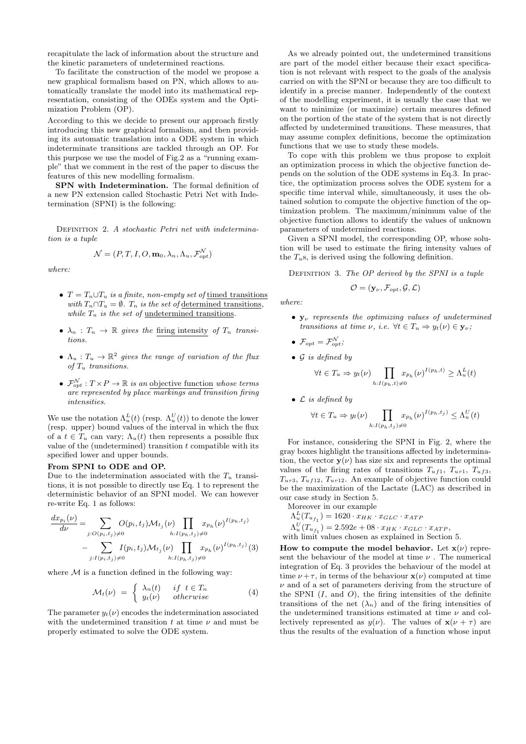recapitulate the lack of information about the structure and the kinetic parameters of undetermined reactions.

To facilitate the construction of the model we propose a new graphical formalism based on PN, which allows to automatically translate the model into its mathematical representation, consisting of the ODEs system and the Optimization Problem (OP).

According to this we decide to present our approach firstly introducing this new graphical formalism, and then providing its automatic translation into a ODE system in which indeterminate transitions are tackled through an OP. For this purpose we use the model of Fig.2 as a "running example" that we comment in the rest of the paper to discuss the features of this new modelling formalism.

**SPN with Indetermination.** The formal definition of a new PN extension called Stochastic Petri Net with Indetermination (SPNI) is the following:

Definition 2. *A stochastic Petri net with indetermination is a tuple*

$$\mathcal{N} = (P, T, I, O, \mathbf{m}_0, \lambda_n, \Lambda_u, \mathcal{F}_{opt}^{\mathcal{N}})$$

*where:*

- $T = T_n \cup T_u$ *is a finite, non-empty set of* timed transitions *with* $T_n \cap T_u = \emptyset$. $T_n$ *is the set of* determined transitions*, while* $T_u$ *is the set of* undetermined transitions.
- $\lambda_n : T_n \to \mathbb{R}$ *gives the* firing intensity *of* $T_n$ *transitions.*
- $\Lambda_u : T_u \to \mathbb{R}^2$ *gives the range of variation of the flux of* $T_u$ *transitions.*
- $\mathcal{F}_{opt}^{\mathcal{N}} : T \times P \to \mathbb{R}$ *is an* objective function *whose terms are represented by place markings and transition firing intensities.*

We use the notation $\Lambda_u^L(t)$ (resp. $\Lambda_u^U(t)$) to denote the lower (resp. upper) bound values of the interval in which the flux of a $t \in T_u$ can vary; $\Lambda_u(t)$ then represents a possible flux value of the (undetermined) transition $t$ compatible with its specified lower and upper bounds.

**From SPNI to ODE and OP.**

Due to the indetermination associated with the $T_u$ transitions, it is not possible to directly use Eq. 1 to represent the deterministic behavior of an SPNI model. We can however re-write Eq. 1 as follows:

$$\frac{dx_{p_i}(\nu)}{d\nu} = \sum_{j:O(p_i,t_j)\neq 0} O(p_i,t_j)\mathcal{M}_{t_j}(\nu) \prod_{h:I(p_h,t_j)\neq 0} x_{p_h}(\nu)^{I(p_h,t_j)} - \sum_{j:I(p_i,t_j)\neq 0} I(p_i,t_j)\mathcal{M}_{t_j}(\nu) \prod_{h:I(p_h,t_j)\neq 0} x_{p_h}(\nu)^{I(p_h,t_j)} \quad (3)$$

where $\mathcal{M}$ is a function defined in the following way:

$$\mathcal{M}_t(\nu) = \begin{cases} \lambda_n(t) & if \ \ t \in T_n \\ y_t(\nu) & otherwise \end{cases} \quad (4)$$

The parameter $y_t(\nu)$ encodes the indetermination associated with the undetermined transition $t$ at time $\nu$ and must be properly estimated to solve the ODE system.

As we already pointed out, the undetermined transitions are part of the model either because their exact specification is not relevant with respect to the goals of the analysis carried on with the SPNI or because they are too difficult to identify in a precise manner. Independently of the context of the modelling experiment, it is usually the case that we want to minimize (or maximize) certain measures defined on the portion of the state of the system that is not directly affected by undetermined transitions. These measures, that may assume complex definitions, become the optimization functions that we use to study these models.

To cope with this problem we thus propose to exploit an optimization process in which the objective function depends on the solution of the ODE systems in Eq.3. In practice, the optimization process solves the ODE system for a specific time interval while, simultaneously, it uses the obtained solution to compute the objective function of the optimization problem. The maximum/minimum value of the objective function allows to identify the values of unknown parameters of undetermined reactions.

Given a SPNI model, the corresponding OP, whose solution will be used to estimate the firing intensity values of the $T_u$s, is derived using the following definition.

Definition 3. *The OP derived by the SPNI is a tuple*

$$\mathcal{O} = (\mathbf{y}_\nu, \mathcal{F}_{opt}, \mathcal{G}, \mathcal{L})$$

*where:*

- $\mathbf{y}_\nu$ *represents the optimizing values of undetermined transitions at time* $\nu$*, i.e.* $\forall t \in T_u \Rightarrow y_t(\nu) \in \mathbf{y}_\nu$;
- $\mathcal{F}_{opt} = \mathcal{F}_{opt}^{\mathcal{N}}$;
- $\mathcal{G}$ *is defined by*

$$\forall t \in T_u \Rightarrow y_t(\nu) \prod_{h:I(p_h,t)\neq 0} x_{p_h}(\nu)^{I(p_h,t)} \geq \Lambda_u^L(t)$$

- $\mathcal{L}$ *is defined by*

$$\forall t \in T_u \Rightarrow y_t(\nu) \prod_{h:I(p_h,t_j)\neq 0} x_{p_h}(\nu)^{I(p_h,t_j)} \leq \Lambda_u^U(t)$$

For instance, considering the SPNI in Fig. 2, where the gray boxes highlight the transitions affected by indetermination, the vector $\mathbf{y}(\nu)$ has size six and represents the optimal values of the firing rates of transitions $T_{uf1}$, $T_{ur1}$, $T_{uf3}$, $T_{ur3}$, $T_{uf12}$, $T_{ur12}$. An example of objective function could be the maximization of the Lactate (LAC) as described in our case study in Section 5.

Moreover in our example

$\Lambda_u^L(T_{u_{f_1}}) = 1620 \cdot x_{HK} \cdot x_{GLC} \cdot x_{ATP}$

$\Lambda_u^U(T_{u_{f_1}}) = 2.592e+08 \cdot x_{HK} \cdot x_{GLC} \cdot x_{ATP}$,

with limit values chosen as explained in Section 5.

**How to compute the model behavior.** Let $\mathbf{x}(\nu)$ represent the behaviour of the model at time $\nu$ . The numerical integration of Eq. 3 provides the behaviour of the model at time $\nu+\tau$, in terms of the behaviour $\mathbf{x}(\nu)$ computed at time $\nu$ and of a set of parameters deriving from the structure of the SPNI ($I$, and $O$), the firing intensities of the definite transitions of the net ($\lambda_n$) and of the firing intensities of the undetermined transitions estimated at time $\nu$ and collectively represented as $y(\nu)$. The values of $\mathbf{x}(\nu+\tau)$ are thus the results of the evaluation of a function whose input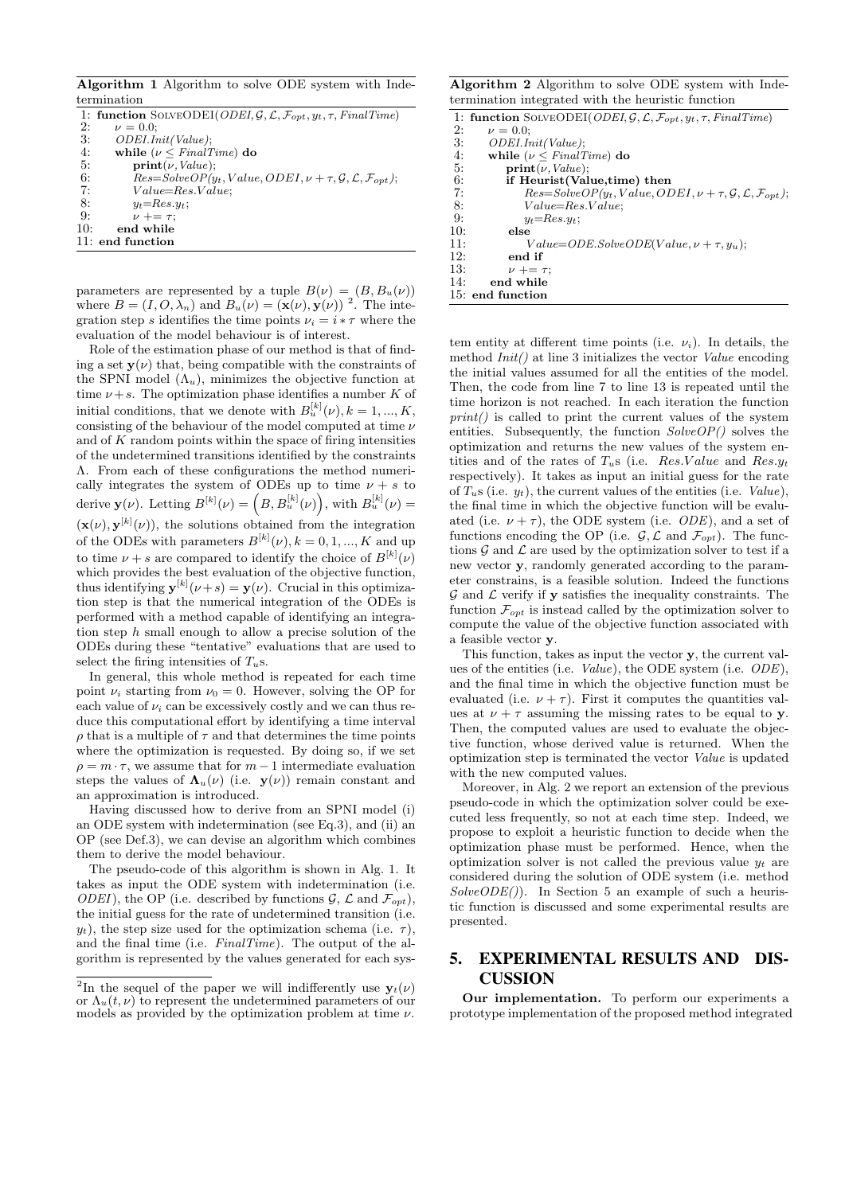**Algorithm 1** Algorithm to solve ODE system with Indetermination

```
1:  function SolveODEI(ODEI, G, L, F_opt, y_t, τ, FinalTime)
2:      ν = 0.0;
3:      ODEI.Init(Value);
4:      while (ν ≤ FinalTime) do
5:          print(ν, Value);
6:          Res=SolveOP(y_t, Value, ODEI, ν + τ, G, L, F_opt);
7:          Value=Res.Value;
8:          y_t=Res.y_t;
9:          ν += τ;
10:     end while
11: end function
```

parameters are represented by a tuple $B(\nu) = (B, B_u(\nu))$ where $B = (I, O, \lambda_n)$ and $B_u(\nu) = (\mathbf{x}(\nu), \mathbf{y}(\nu))$ [2]. The integration step $s$ identifies the time points $\nu_i = i * \tau$ where the evaluation of the model behaviour is of interest.

Role of the estimation phase of our method is that of finding a set $\mathbf{y}(\nu)$ that, being compatible with the constraints of the SPNI model ($\Lambda_u$), minimizes the objective function at time $\nu + s$. The optimization phase identifies a number $K$ of initial conditions, that we denote with $B_u^{[k]}(\nu), k = 1, ..., K$, consisting of the behaviour of the model computed at time $\nu$ and of $K$ random points within the space of firing intensities of the undetermined transitions identified by the constraints $\Lambda$. From each of these configurations the method numerically integrates the system of ODEs up to time $\nu + s$ to derive $\mathbf{y}(\nu)$. Letting $B^{[k]}(\nu) = \left(B, B_u^{[k]}(\nu)\right)$, with $B_u^{[k]}(\nu) = (\mathbf{x}(\nu), \mathbf{y}^{[k]}(\nu))$, the solutions obtained from the integration of the ODEs with parameters $B^{[k]}(\nu), k = 0, 1, ..., K$ and up to time $\nu + s$ are compared to identify the choice of $B^{[k]}(\nu)$ which provides the best evaluation of the objective function, thus identifying $\mathbf{y}^{[k]}(\nu + s) = \mathbf{y}(\nu)$. Crucial in this optimization step is that the numerical integration of the ODEs is performed with a method capable of identifying an integration step $h$ small enough to allow a precise solution of the ODEs during these "tentative" evaluations that are used to select the firing intensities of $T_u$s.

In general, this whole method is repeated for each time point $\nu_i$ starting from $\nu_0 = 0$. However, solving the OP for each value of $\nu_i$ can be excessively costly and we can thus reduce this computational effort by identifying a time interval $\rho$ that is a multiple of $\tau$ and that determines the time points where the optimization is requested. By doing so, if we set $\rho = m \cdot \tau$, we assume that for $m - 1$ intermediate evaluation steps the values of $\mathbf{\Lambda}_u(\nu)$ (i.e. $\mathbf{y}(\nu)$) remain constant and an approximation is introduced.

Having discussed how to derive from an SPNI model (i) an ODE system with indetermination (see Eq.3), and (ii) an OP (see Def.3), we can devise an algorithm which combines them to derive the model behaviour.

The pseudo-code of this algorithm is shown in Alg. 1. It takes as input the ODE system with indetermination (i.e. *ODEI*), the OP (i.e. described by functions $\mathcal{G}$, $\mathcal{L}$ and $\mathcal{F}_{opt}$), the initial guess for the rate of undetermined transition (i.e. $y_t$), the step size used for the optimization schema (i.e. $\tau$), and the final time (i.e. *FinalTime*). The output of the algorithm is represented by the values generated for each system entity at different time points (i.e. $\nu_i$). In details, the method *Init()* at line 3 initializes the vector *Value* encoding the initial values assumed for all the entities of the model. Then, the code from line 7 to line 13 is repeated until the time horizon is not reached. In each iteration the function *print()* is called to print the current values of the system entities. Subsequently, the function *SolveOP()* solves the optimization and returns the new values of the system entities and of the rates of $T_u$s (i.e. *Res.Value* and *Res.*$y_t$ respectively). It takes as input an initial guess for the rate of $T_u$s (i.e. $y_t$), the current values of the entities (i.e. *Value*), the final time in which the objective function will be evaluated (i.e. $\nu + \tau$), the ODE system (i.e. *ODE*), and a set of functions encoding the OP (i.e. $\mathcal{G}, \mathcal{L}$ and $\mathcal{F}_{opt}$). The functions $\mathcal{G}$ and $\mathcal{L}$ are used by the optimization solver to test if a new vector $\mathbf{y}$, randomly generated according to the parameter constrains, is a feasible solution. Indeed the functions $\mathcal{G}$ and $\mathcal{L}$ verify if $\mathbf{y}$ satisfies the inequality constraints. The function $\mathcal{F}_{opt}$ is instead called by the optimization solver to compute the value of the objective function associated with a feasible vector $\mathbf{y}$.

This function, takes as input the vector $\mathbf{y}$, the current values of the entities (i.e. *Value*), the ODE system (i.e. *ODE*), and the final time in which the objective function must be evaluated (i.e. $\nu + \tau$). First it computes the quantities values at $\nu + \tau$ assuming the missing rates to be equal to $\mathbf{y}$. Then, the computed values are used to evaluate the objective function, whose derived value is returned. When the optimization step is terminated the vector *Value* is updated with the new computed values.

Moreover, in Alg. 2 we report an extension of the previous pseudo-code in which the optimization solver could be executed less frequently, so not at each time step. Indeed, we propose to exploit a heuristic function to decide when the optimization phase must be performed. Hence, when the optimization solver is not called the previous value $y_t$ are considered during the solution of ODE system (i.e. method *SolveODE()*). In Section 5 an example of such a heuristic function is discussed and some experimental results are presented.

**Algorithm 2** Algorithm to solve ODE system with Indetermination integrated with the heuristic function

```
1:  function SolveODEI(ODEI, G, L, F_opt, y_t, τ, FinalTime)
2:      ν = 0.0;
3:      ODEI.Init(Value);
4:      while (ν ≤ FinalTime) do
5:          print(ν, Value);
6:          if Heurist(Value,time) then
7:              Res=SolveOP(y_t, Value, ODEI, ν + τ, G, L, F_opt);
8:              Value=Res.Value;
9:              y_t=Res.y_t;
10:         else
11:             Value=ODE.SolveODE(Value, ν + τ, y_u);
12:         end if
13:         ν += τ;
14:     end while
15: end function
```

## 5. EXPERIMENTAL RESULTS AND DISCUSSION

**Our implementation.** To perform our experiments a prototype implementation of the proposed method integrated

[2] In the sequel of the paper we will indifferently use $\mathbf{y}_t(\nu)$ or $\Lambda_u(t, \nu)$ to represent the undetermined parameters of our models as provided by the optimization problem at time $\nu$.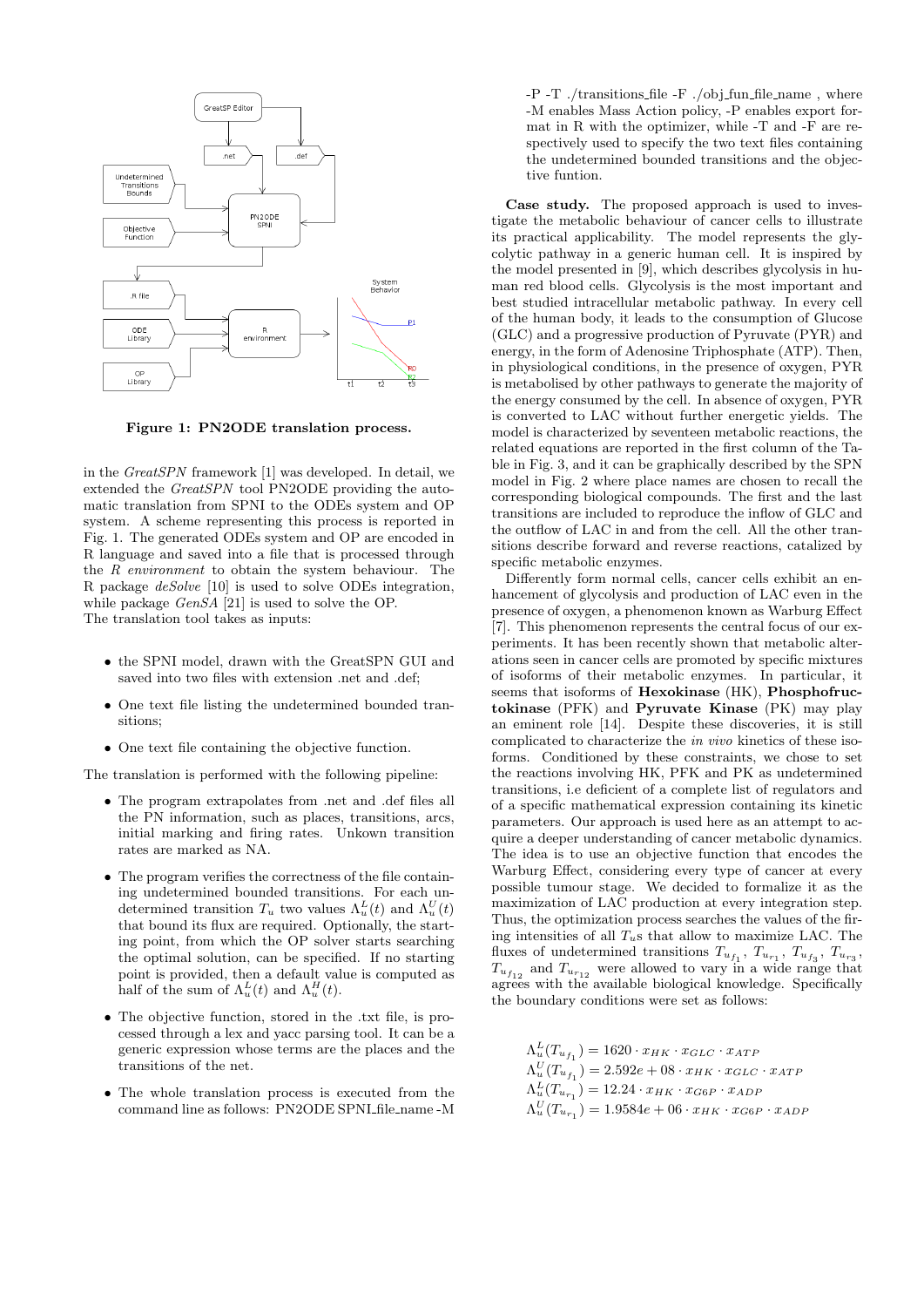**Figure 1: PN2ODE translation process.**

in the *GreatSPN* framework [1] was developed. In detail, we extended the *GreatSPN* tool PN2ODE providing the automatic translation from SPNI to the ODEs system and OP system. A scheme representing this process is reported in Fig. 1. The generated ODEs system and OP are encoded in R language and saved into a file that is processed through the *R environment* to obtain the system behaviour. The R package *deSolve* [10] is used to solve ODEs integration, while package *GenSA* [21] is used to solve the OP.
The translation tool takes as inputs:

- the SPNI model, drawn with the GreatSPN GUI and saved into two files with extension .net and .def;
- One text file listing the undetermined bounded transitions;
- One text file containing the objective function.

The translation is performed with the following pipeline:

- The program extrapolates from .net and .def files all the PN information, such as places, transitions, arcs, initial marking and firing rates. Unkown transition rates are marked as NA.
- The program verifies the correctness of the file containing undetermined bounded transitions. For each undetermined transition $T_u$ two values $\Lambda_u^L(t)$ and $\Lambda_u^U(t)$ that bound its flux are required. Optionally, the starting point, from which the OP solver starts searching the optimal solution, can be specified. If no starting point is provided, then a default value is computed as half of the sum of $\Lambda_u^L(t)$ and $\Lambda_u^H(t)$.
- The objective function, stored in the .txt file, is processed through a lex and yacc parsing tool. It can be a generic expression whose terms are the places and the transitions of the net.
- The whole translation process is executed from the command line as follows: PN2ODE SPNI_file_name -M -P -T ./transitions_file -F ./obj_fun_file_name , where -M enables Mass Action policy, -P enables export format in R with the optimizer, while -T and -F are respectively used to specify the two text files containing the undetermined bounded transitions and the objective funtion.

**Case study.** The proposed approach is used to investigate the metabolic behaviour of cancer cells to illustrate its practical applicability. The model represents the glycolytic pathway in a generic human cell. It is inspired by the model presented in [9], which describes glycolysis in human red blood cells. Glycolysis is the most important and best studied intracellular metabolic pathway. In every cell of the human body, it leads to the consumption of Glucose (GLC) and a progressive production of Pyruvate (PYR) and energy, in the form of Adenosine Triphosphate (ATP). Then, in physiological conditions, in the presence of oxygen, PYR is metabolised by other pathways to generate the majority of the energy consumed by the cell. In absence of oxygen, PYR is converted to LAC without further energetic yields. The model is characterized by seventeen metabolic reactions, the related equations are reported in the first column of the Table in Fig. 3, and it can be graphically described by the SPN model in Fig. 2 where place names are chosen to recall the corresponding biological compounds. The first and the last transitions are included to reproduce the inflow of GLC and the outflow of LAC in and from the cell. All the other transitions describe forward and reverse reactions, catalized by specific metabolic enzymes.

Differently form normal cells, cancer cells exhibit an enhancement of glycolysis and production of LAC even in the presence of oxygen, a phenomenon known as Warburg Effect [7]. This phenomenon represents the central focus of our experiments. It has been recently shown that metabolic alterations seen in cancer cells are promoted by specific mixtures of isoforms of their metabolic enzymes. In particular, it seems that isoforms of **Hexokinase** (HK), **Phosphofructokinase** (PFK) and **Pyruvate Kinase** (PK) may play an eminent role [14]. Despite these discoveries, it is still complicated to characterize the *in vivo* kinetics of these isoforms. Conditioned by these constraints, we chose to set the reactions involving HK, PFK and PK as undetermined transitions, i.e deficient of a complete list of regulators and of a specific mathematical expression containing its kinetic parameters. Our approach is used here as an attempt to acquire a deeper understanding of cancer metabolic dynamics. The idea is to use an objective function that encodes the Warburg Effect, considering every type of cancer at every possible tumour stage. We decided to formalize it as the maximization of LAC production at every integration step. Thus, the optimization process searches the values of the firing intensities of all $T_u$s that allow to maximize LAC. The fluxes of undetermined transitions $T_{u_{f_1}}$, $T_{u_{r_1}}$, $T_{u_{f_3}}$, $T_{u_{r_3}}$, $T_{u_{f_{12}}}$ and $T_{u_{r_{12}}}$ were allowed to vary in a wide range that agrees with the available biological knowledge. Specifically the boundary conditions were set as follows:

$$\Lambda_u^L(T_{u_{f_1}}) = 1620 \cdot x_{HK} \cdot x_{GLC} \cdot x_{ATP}$$
$$\Lambda_u^U(T_{u_{f_1}}) = 2.592e+08 \cdot x_{HK} \cdot x_{GLC} \cdot x_{ATP}$$
$$\Lambda_u^L(T_{u_{r_1}}) = 12.24 \cdot x_{HK} \cdot x_{G6P} \cdot x_{ADP}$$
$$\Lambda_u^U(T_{u_{r_1}}) = 1.9584e+06 \cdot x_{HK} \cdot x_{G6P} \cdot x_{ADP}$$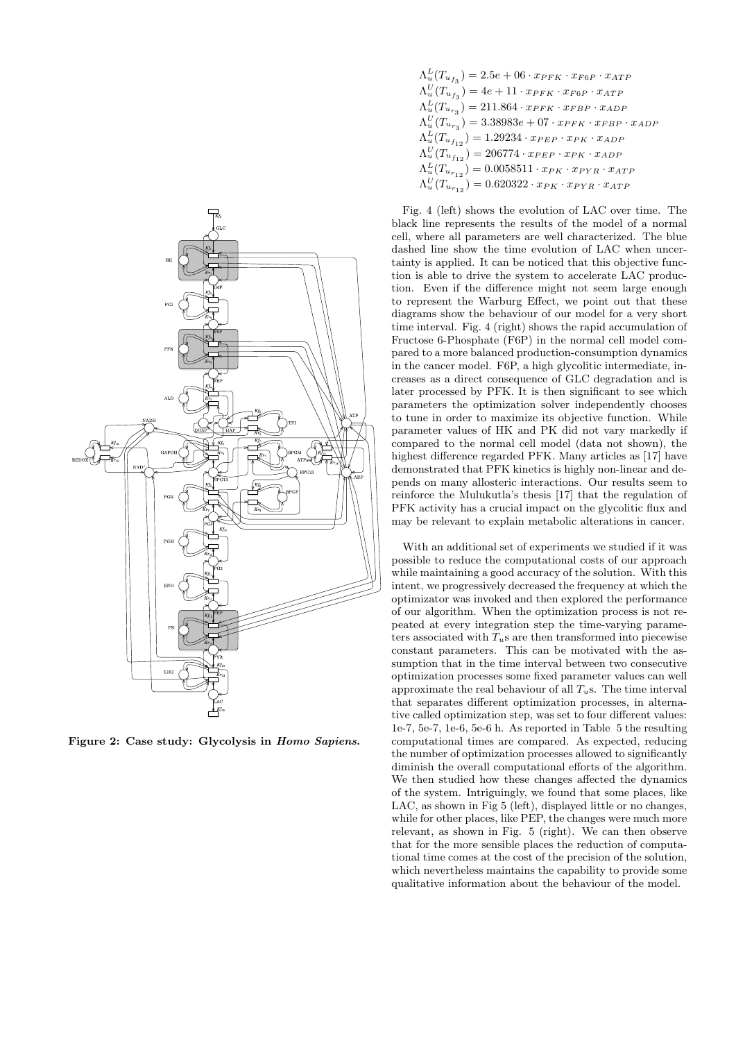$$\Lambda_u^L(T_{u_{f_3}}) = 2.5e+06 \cdot x_{PFK} \cdot x_{F6P} \cdot x_{ATP}$$
$$\Lambda_u^U(T_{u_{f_3}}) = 4e+11 \cdot x_{PFK} \cdot x_{F6P} \cdot x_{ATP}$$
$$\Lambda_u^L(T_{u_{r_3}}) = 211.864 \cdot x_{PFK} \cdot x_{FBP} \cdot x_{ADP}$$
$$\Lambda_u^U(T_{u_{r_3}}) = 3.38983e+07 \cdot x_{PFK} \cdot x_{FBP} \cdot x_{ADP}$$
$$\Lambda_u^L(T_{u_{f_{12}}}) = 1.29234 \cdot x_{PEP} \cdot x_{PK} \cdot x_{ADP}$$
$$\Lambda_u^U(T_{u_{f_{12}}}) = 206774 \cdot x_{PEP} \cdot x_{PK} \cdot x_{ADP}$$
$$\Lambda_u^L(T_{u_{r_{12}}}) = 0.0058511 \cdot x_{PK} \cdot x_{PYR} \cdot x_{ATP}$$
$$\Lambda_u^U(T_{u_{r_{12}}}) = 0.620322 \cdot x_{PK} \cdot x_{PYR} \cdot x_{ATP}$$

**Figure 2: Case study: Glycolysis in *Homo Sapiens*.**

Fig. 4 (left) shows the evolution of LAC over time. The black line represents the results of the model of a normal cell, where all parameters are well characterized. The blue dashed line show the time evolution of LAC when uncertainty is applied. It can be noticed that this objective function is able to drive the system to accelerate LAC production. Even if the difference might not seem large enough to represent the Warburg Effect, we point out that these diagrams show the behaviour of our model for a very short time interval. Fig. 4 (right) shows the rapid accumulation of Fructose 6-Phosphate (F6P) in the normal cell model compared to a more balanced production-consumption dynamics in the cancer model. F6P, a high glycolitic intermediate, increases as a direct consequence of GLC degradation and is later processed by PFK. It is then significant to see which parameters the optimization solver independently chooses to tune in order to maximize its objective function. While parameter values of HK and PK did not vary markedly if compared to the normal cell model (data not shown), the highest difference regarded PFK. Many articles as [17] have demonstrated that PFK kinetics is highly non-linear and depends on many allosteric interactions. Our results seem to reinforce the Mulukutla's thesis [17] that the regulation of PFK activity has a crucial impact on the glycolitic flux and may be relevant to explain metabolic alterations in cancer.

With an additional set of experiments we studied if it was possible to reduce the computational costs of our approach while maintaining a good accuracy of the solution. With this intent, we progressively decreased the frequency at which the optimizator was invoked and then explored the performance of our algorithm. When the optimization process is not repeated at every integration step the time-varying parameters associated with $T_u$s are then transformed into piecewise constant parameters. This can be motivated with the assumption that in the time interval between two consecutive optimization processes some fixed parameter values can well approximate the real behaviour of all $T_u$s. The time interval that separates different optimization processes, in alternative called optimization step, was set to four different values: 1e-7, 5e-7, 1e-6, 5e-6 h. As reported in Table 5 the resulting computational times are compared. As expected, reducing the number of optimization processes allowed to significantly diminish the overall computational efforts of the algorithm. We then studied how these changes affected the dynamics of the system. Intriguingly, we found that some places, like LAC, as shown in Fig 5 (left), displayed little or no changes, while for other places, like PEP, the changes were much more relevant, as shown in Fig. 5 (right). We can then observe that for the more sensible places the reduction of computational time comes at the cost of the precision of the solution, which nevertheless maintains the capability to provide some qualitative information about the behaviour of the model.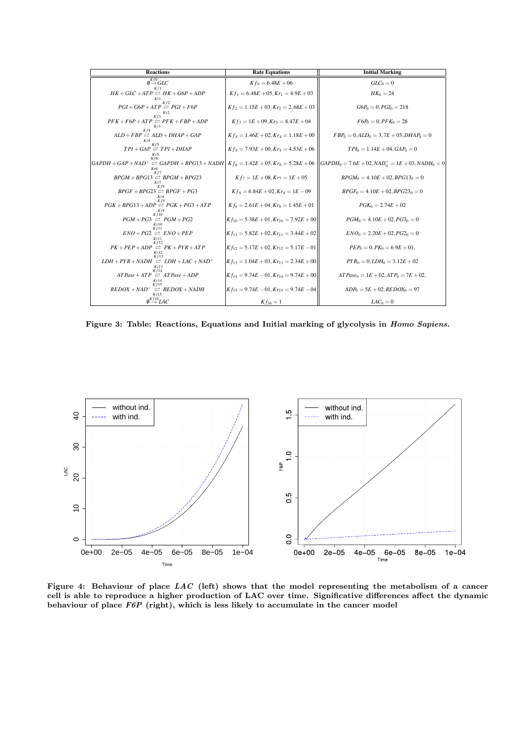| Reactions | Rate Equations | Initial Marking |
|---|---|---|
| $\emptyset \overset{Kf0}{\rightarrow} GLC$ | $Kf_0 = 6.48E+06$ | $GLC_0 = 0$ |
| $HK + GLC + ATP \underset{Kr1}{\overset{Kf1}{\rightleftarrows}} HK + G6P + ADP$ | $Kf_1 = 6.48E+05, Kr_1 = 4.9E+03$ | $HK_0 = 24$ |
| $PGI + G6P + ATP \underset{Kr2}{\overset{Kf2}{\rightleftarrows}} PGI + F6P$ | $Kf_2 = 1.15E+03, Kr_2 = 2,68E+03$ | $G6P_0 = 0, PGI_0 = 218$ |
| $PFK + F6P + ATP \underset{Kr3}{\overset{Kf3}{\rightleftarrows}} PFK + FBP + ADP$ | $Kf_3 = 1E+09, Kr_3 = 8.47E+04$ | $F6P_0 = 0, PFK_0 = 28$ |
| $ALD + FBP \underset{Kr4}{\overset{Kf4}{\rightleftarrows}} ALD + DHAP + GAP$ | $Kf_4 = 1.46E+02, Kr_4 = 1.18E+00$ | $FBP_0 = 0, ALD_0 = 3,7E+03, DHAP_0 = 0$ |
| $TPI + GAP \underset{Kr5}{\overset{Kf5}{\rightleftarrows}} TPI + DHAP$ | $Kf_5 = 7.93E+00, Kr_5 = 4.53E+06$ | $TPI_0 = 1.14E+04, GAP_0 = 0$ |
| $GAPDH + GAP + NAD^+ \underset{Kr6}{\overset{Kf6}{\rightleftarrows}} GAPDH + BPG13 + NADH$ | $Kf_6 = 1.42E+05, Kr_6 = 5.28E+06$ | $GAPDH_0 = 7.6E+02, NAD_0^+ = 1E+03, NADH_0 = 0$ |
| $BPGM + BPG13 \underset{Kr7}{\overset{Kf7}{\rightleftarrows}} BPGM + BPG23$ | $Kf_7 = 1E+08, Kr_7 = 1E+05$ | $BPGM_0 = 4.10E+02, BPG13_0 = 0$ |
| $BPGF + BPG23 \underset{Kr8}{\overset{Kf8}{\rightleftarrows}} BPGF + PG3$ | $Kf_8 = 6.84E+02, Kr_8 = 1E-09$ | $BPGF_0 = 4.10E+02, BPG23_0 = 0$ |
| $PGK + BPG13 + ADP \underset{Kr9}{\overset{Kf9}{\rightleftarrows}} PGK + PG3 + ATP$ | $Kf_9 = 2.61E+04, Kr_9 = 1.45E+01$ | $PGK_0 = 2.74E+02$ |
| $PGM + PG3 \underset{Kr10}{\overset{Kf10}{\rightleftarrows}} PGM + PG2$ | $Kf_{10} = 5.38E+01, Kr_{10} = 7.92E+00$ | $PGM_0 = 4.10E+02, PG3_0 = 0$ |
| $ENO + PG2 \underset{Kr11}{\overset{Kf11}{\rightleftarrows}} ENO + PEP$ | $Kf_{11} = 5.82E+02, Kr_{11} = 3.44E+02$ | $ENO_0 = 2.20E+02, PG2_0 = 0$ |
| $PK + PEP + ADP \underset{Kr12}{\overset{Kf12}{\rightleftarrows}} PK + PYR + ATP$ | $Kf_{12} = 5.17E+02, Kr_{12} = 5.17E-01$ | $PEP_0 = 0, PK_0 = 6.9E+01,$ |
| $LDH + PYR + NADH \underset{Kr13}{\overset{Kf13}{\rightleftarrows}} LDH + LAC + NAD^+$ | $Kf_{13} = 1.04E+03, Kr_{13} = 2.34E+00$ | $PYR_0 = 0, LDH_0 = 3.12E+02$ |
| $ATPase + ATP \underset{Kr14}{\overset{Kf14}{\rightleftarrows}} ATPase + ADP$ | $Kf_{14} = 9.74E-01, Kr_{14} = 9.74E+00$ | $ATPase_0 = 1E+02, ATP_0 = 7E+02,$ |
| $REDOX + NAD^+ \underset{Kr15}{\overset{Kf15}{\rightleftarrows}} REDOX + NADH$ | $Kf_{15} = 9.74E-01, Kr_{15} = 9.74E-04$ | $ADP_0 = 5E+02, REDOX_0 = 97$ |
| $\emptyset \overset{Kf16}{\rightarrow} LAC$ | $Kf_{16} = 1$ | $LAC_0 = 0$ |

**Figure 3: Table: Reactions, Equations and Initial marking of glycolysis in *Homo Sapiens*.**

**Figure 4: Behaviour of place *LAC* (left) shows that the model representing the metabolism of a cancer cell is able to reproduce a higher production of LAC over time. Significative differences affect the dynamic behaviour of place *F6P* (right), which is less likely to accumulate in the cancer model**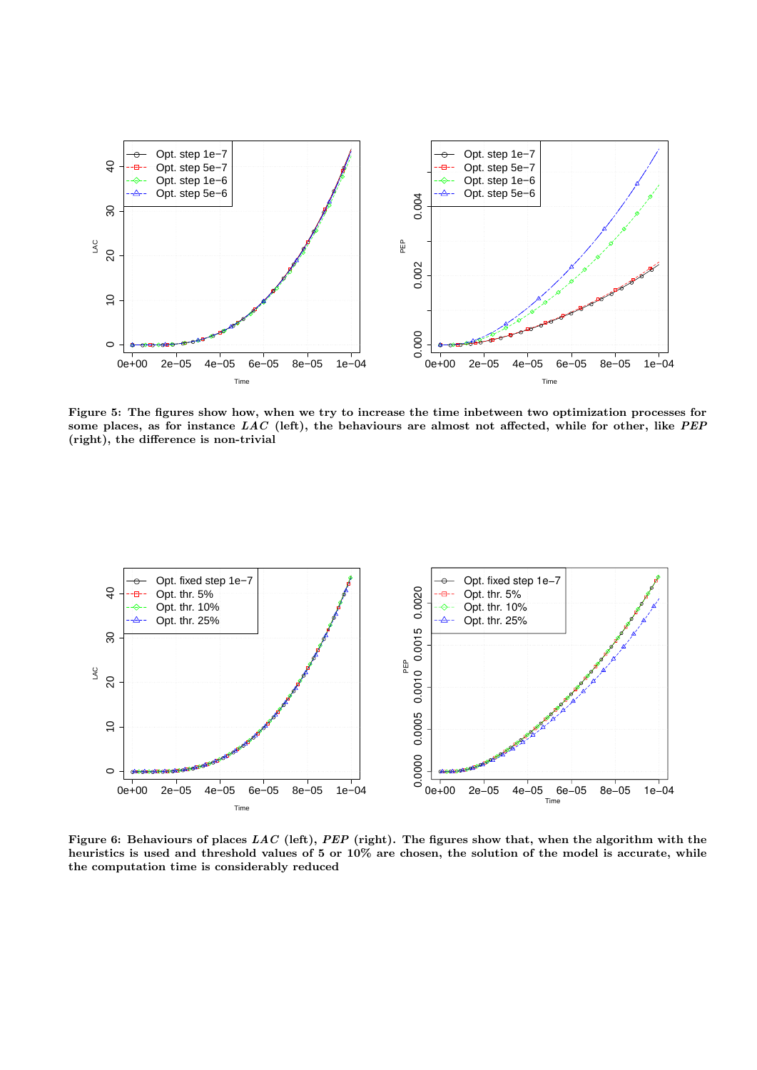Figure 5: The figures show how, when we try to increase the time inbetween two optimization processes for some places, as for instance $LAC$ (left), the behaviours are almost not affected, while for other, like $PEP$ (right), the difference is non-trivial

Figure 6: Behaviours of places $LAC$ (left), $PEP$ (right). The figures show that, when the algorithm with the heuristics is used and threshold values of 5 or 10% are chosen, the solution of the model is accurate, while the computation time is considerably reduced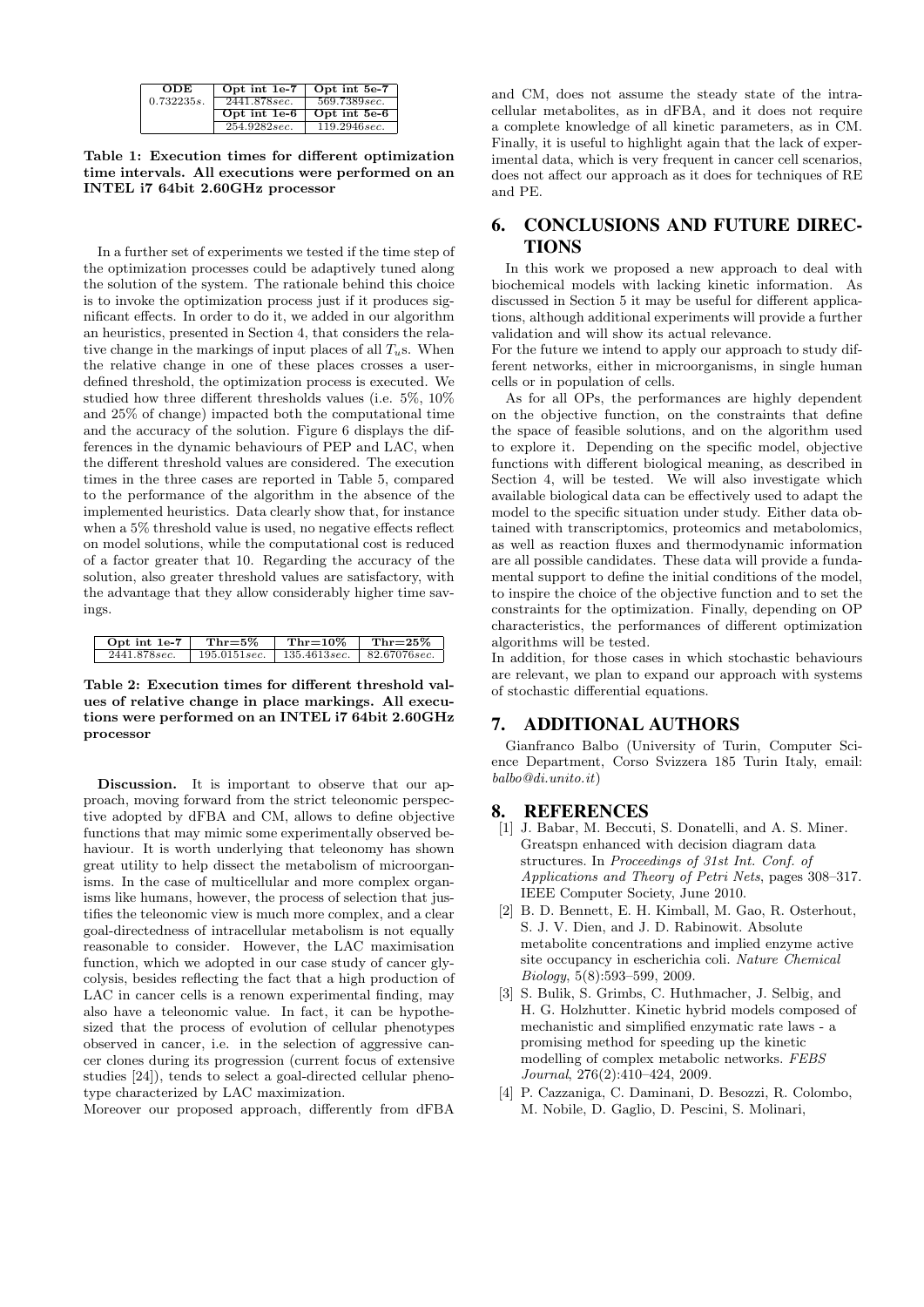| ODE | Opt int 1e-7 | Opt int 5e-7 |
|---|---|---|
| 0.732235*s*. | 2441.878*sec*. | 569.7389*sec*. |
| | **Opt int 1e-6** | **Opt int 5e-6** |
| | 254.9282*sec*. | 119.2946*sec*. |

**Table 1: Execution times for different optimization time intervals. All executions were performed on an INTEL i7 64bit 2.60GHz processor**

In a further set of experiments we tested if the time step of the optimization processes could be adaptively tuned along the solution of the system. The rationale behind this choice is to invoke the optimization process just if it produces significant effects. In order to do it, we added in our algorithm an heuristics, presented in Section 4, that considers the relative change in the markings of input places of all $T_u$s. When the relative change in one of these places crosses a user-defined threshold, the optimization process is executed. We studied how three different thresholds values (i.e. 5%, 10% and 25% of change) impacted both the computational time and the accuracy of the solution. Figure 6 displays the differences in the dynamic behaviours of PEP and LAC, when the different threshold values are considered. The execution times in the three cases are reported in Table 5, compared to the performance of the algorithm in the absence of the implemented heuristics. Data clearly show that, for instance when a 5% threshold value is used, no negative effects reflect on model solutions, while the computational cost is reduced of a factor greater that 10. Regarding the accuracy of the solution, also greater threshold values are satisfactory, with the advantage that they allow considerably higher time savings.

| Opt int 1e-7 | Thr=5% | Thr=10% | Thr=25% |
|---|---|---|---|
| 2441.878*sec*. | 195.0151*sec*. | 135.4613*sec*. | 82.67076*sec*. |

**Table 2: Execution times for different threshold values of relative change in place markings. All executions were performed on an INTEL i7 64bit 2.60GHz processor**

**Discussion.** It is important to observe that our approach, moving forward from the strict teleonomic perspective adopted by dFBA and CM, allows to define objective functions that may mimic some experimentally observed behaviour. It is worth underlying that teleonomy has shown great utility to help dissect the metabolism of microorganisms. In the case of multicellular and more complex organisms like humans, however, the process of selection that justifies the teleonomic view is much more complex, and a clear goal-directedness of intracellular metabolism is not equally reasonable to consider. However, the LAC maximisation function, which we adopted in our case study of cancer glycolysis, besides reflecting the fact that a high production of LAC in cancer cells is a renown experimental finding, may also have a teleonomic value. In fact, it can be hypothesized that the process of evolution of cellular phenotypes observed in cancer, i.e. in the selection of aggressive cancer clones during its progression (current focus of extensive studies [24]), tends to select a goal-directed cellular phenotype characterized by LAC maximization.

Moreover our proposed approach, differently from dFBA and CM, does not assume the steady state of the intracellular metabolites, as in dFBA, and it does not require a complete knowledge of all kinetic parameters, as in CM. Finally, it is useful to highlight again that the lack of experimental data, which is very frequent in cancer cell scenarios, does not affect our approach as it does for techniques of RE and PE.

# 6. CONCLUSIONS AND FUTURE DIRECTIONS

In this work we proposed a new approach to deal with biochemical models with lacking kinetic information. As discussed in Section 5 it may be useful for different applications, although additional experiments will provide a further validation and will show its actual relevance.

For the future we intend to apply our approach to study different networks, either in microorganisms, in single human cells or in population of cells.

As for all OPs, the performances are highly dependent on the objective function, on the constraints that define the space of feasible solutions, and on the algorithm used to explore it. Depending on the specific model, objective functions with different biological meaning, as described in Section 4, will be tested. We will also investigate which available biological data can be effectively used to adapt the model to the specific situation under study. Either data obtained with transcriptomics, proteomics and metabolomics, as well as reaction fluxes and thermodynamic information are all possible candidates. These data will provide a fundamental support to define the initial conditions of the model, to inspire the choice of the objective function and to set the constraints for the optimization. Finally, depending on OP characteristics, the performances of different optimization algorithms will be tested.

In addition, for those cases in which stochastic behaviours are relevant, we plan to expand our approach with systems of stochastic differential equations.

# 7. ADDITIONAL AUTHORS

Gianfranco Balbo (University of Turin, Computer Science Department, Corso Svizzera 185 Turin Italy, email: *balbo@di.unito.it*)

# 8. REFERENCES

[1] J. Babar, M. Beccuti, S. Donatelli, and A. S. Miner. Greatspn enhanced with decision diagram data structures. In *Proceedings of 31st Int. Conf. of Applications and Theory of Petri Nets*, pages 308–317. IEEE Computer Society, June 2010.

[2] B. D. Bennett, E. H. Kimball, M. Gao, R. Osterhout, S. J. V. Dien, and J. D. Rabinowit. Absolute metabolite concentrations and implied enzyme active site occupancy in escherichia coli. *Nature Chemical Biology*, 5(8):593–599, 2009.

[3] S. Bulik, S. Grimbs, C. Huthmacher, J. Selbig, and H. G. Holzhutter. Kinetic hybrid models composed of mechanistic and simplified enzymatic rate laws - a promising method for speeding up the kinetic modelling of complex metabolic networks. *FEBS Journal*, 276(2):410–424, 2009.

[4] P. Cazzaniga, C. Daminani, D. Besozzi, R. Colombo, M. Nobile, D. Gaglio, D. Pescini, S. Molinari,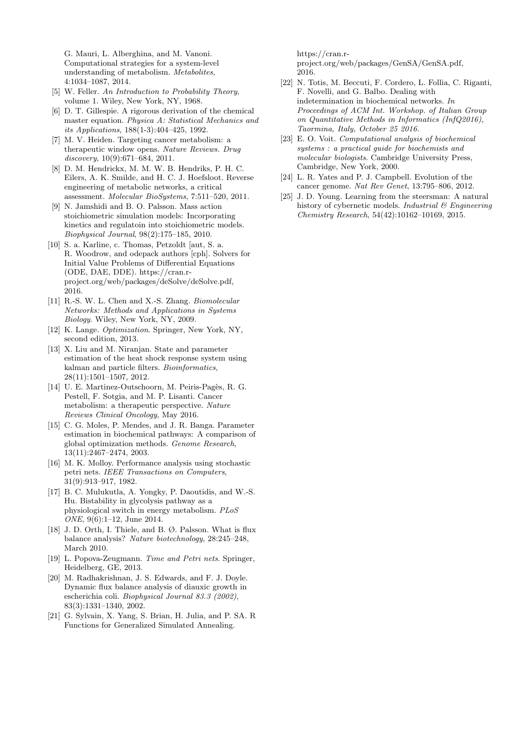G. Mauri, L. Alberghina, and M. Vanoni. Computational strategies for a system-level understanding of metabolism. *Metabolites*, 4:1034–1087, 2014.

[5] W. Feller. *An Introduction to Probability Theory*, volume 1. Wiley, New York, NY, 1968.

[6] D. T. Gillespie. A rigorous derivation of the chemical master equation. *Physica A: Statistical Mechanics and its Applications*, 188(1-3):404–425, 1992.

[7] M. V. Heiden. Targeting cancer metabolism: a therapeutic window opens. *Nature Reviews. Drug discovery*, 10(9):671–684, 2011.

[8] D. M. Hendrickx, M. M. W. B. Hendriks, P. H. C. Eilers, A. K. Smilde, and H. C. J. Hoefsloot. Reverse engineering of metabolic networks, a critical assessment. *Molecular BioSystems*, 7:511–520, 2011.

[9] N. Jamshidi and B. O. Palsson. Mass action stoichiometric simulation models: Incorporating kinetics and regulatoin into stoichiometric models. *Biophysical Journal*, 98(2):175–185, 2010.

[10] S. a. Karline, c. Thomas, Petzoldt [aut, S. a. R. Woodrow, and odepack authors [cph]. Solvers for Initial Value Problems of Differential Equations (ODE, DAE, DDE). https://cran.r-project.org/web/packages/deSolve/deSolve.pdf, 2016.

[11] R.-S. W. L. Chen and X.-S. Zhang. *Biomolecular Networks: Methods and Applications in Systems Biology*. Wiley, New York, NY, 2009.

[12] K. Lange. *Optimization*. Springer, New York, NY, second edition, 2013.

[13] X. Liu and M. Niranjan. State and parameter estimation of the heat shock response system using kalman and particle filters. *Bioinformatics*, 28(11):1501–1507, 2012.

[14] U. E. Martinez-Outschoorn, M. Peiris-Pagès, R. G. Pestell, F. Sotgia, and M. P. Lisanti. Cancer metabolism: a therapeutic perspective. *Nature Reviews Clinical Oncology*, May 2016.

[15] C. G. Moles, P. Mendes, and J. R. Banga. Parameter estimation in biochemical pathways: A comparison of global optimization methods. *Genome Research*, 13(11):2467–2474, 2003.

[16] M. K. Molloy. Performance analysis using stochastic petri nets. *IEEE Transactions on Computers*, 31(9):913–917, 1982.

[17] B. C. Mulukutla, A. Yongky, P. Daoutidis, and W.-S. Hu. Bistability in glycolysis pathway as a physiological switch in energy metabolism. *PLoS ONE*, 9(6):1–12, June 2014.

[18] J. D. Orth, I. Thiele, and B. Ø. Palsson. What is flux balance analysis? *Nature biotechnology*, 28:245–248, March 2010.

[19] L. Popova-Zeugmann. *Time and Petri nets*. Springer, Heidelberg, GE, 2013.

[20] M. Radhakrishnan, J. S. Edwards, and F. J. Doyle. Dynamic flux balance analysis of diauxic growth in escherichia coli. *Biophysical Journal 83.3 (2002)*, 83(3):1331–1340, 2002.

[21] G. Sylvain, X. Yang, S. Brian, H. Julia, and P. SA. R Functions for Generalized Simulated Annealing. https://cran.r-project.org/web/packages/GenSA/GenSA.pdf, 2016.

[22] N. Totis, M. Beccuti, F. Cordero, L. Follia, C. Riganti, F. Novelli, and G. Balbo. Dealing with indetermination in biochemical networks. *In Proceedings of ACM Int. Workshop. of Italian Group on Quantitative Methods in Informatics (InfQ2016), Taormina, Italy, October 25 2016*.

[23] E. O. Voit. *Computational analysis of biochemical systems : a practical guide for biochemists and molecular biologists*. Cambridge University Press, Cambridge, New York, 2000.

[24] L. R. Yates and P. J. Campbell. Evolution of the cancer genome. *Nat Rev Genet*, 13:795–806, 2012.

[25] J. D. Young. Learning from the steersman: A natural history of cybernetic models. *Industrial & Engineering Chemistry Research*, 54(42):10162–10169, 2015.